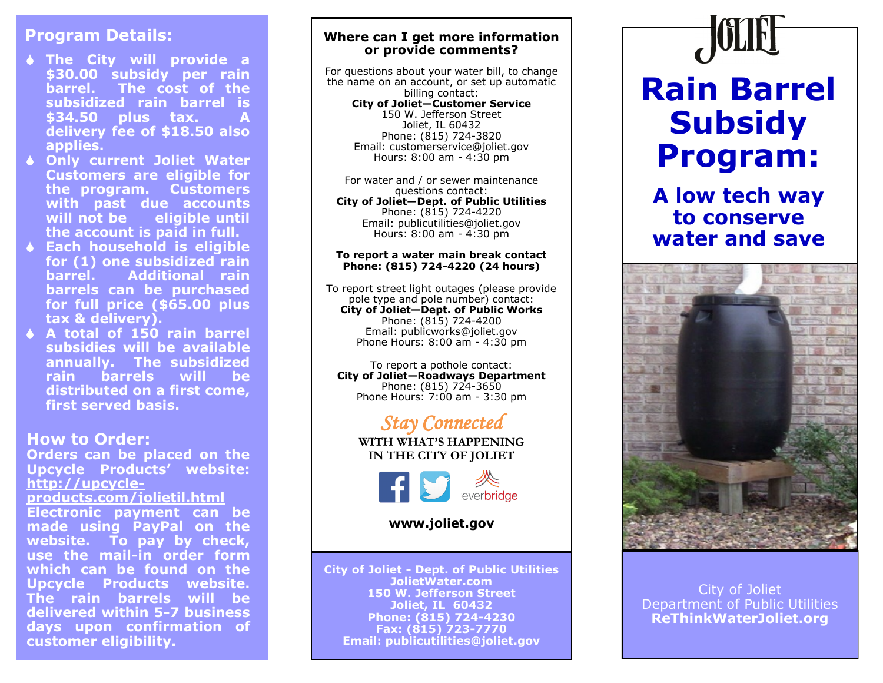## Program Details:

- **The City will provide a $30.00 subsidy per rain barrel. The cost of the subsidized rain barrel is $34.50 plus tax. A delivery fee of $18.50 also applies.**
- **Only current Joliet Water Customers are eligible for the program. Customers with past due accounts will not be eligible until the account is paid in full.**
- **Each household is eligible for (1) one subsidized rain barrel. Additional rain barrels can be purchased for full price ($65.00 plus tax & delivery).**
- **A total of 150 rain barrel subsidies will be available annually. The subsidized rain barrels will be distributed on a first come, first served basis.**

## How to Order:

**Orders can be placed on the Upcycle Products' website: http://upcycle-products.com/jolietil.html Electronic payment can be made using PayPal on the website. To pay by check, use the mail-in order form which can be found on the Upcycle Products website. The rain barrels will be delivered within 5-7 business days upon confirmation of customer eligibility.**

### Where can I get more information or provide comments?

For questions about your water bill, to change the name on an account, or set up automatic billing contact:
**City of Joliet—Customer Service**
150 W. Jefferson Street
Joliet, IL 60432
Phone: (815) 724-3820
Email: customerservice@joliet.gov
Hours: 8:00 am - 4:30 pm

For water and / or sewer maintenance questions contact:
**City of Joliet—Dept. of Public Utilities**
Phone: (815) 724-4220
Email: publicutilities@joliet.gov
Hours: 8:00 am - 4:30 pm

**To report a water main break contact**
**Phone: (815) 724-4220 (24 hours)**

To report street light outages (please provide pole type and pole number) contact:
**City of Joliet—Dept. of Public Works**
Phone: (815) 724-4200
Email: publicworks@joliet.gov
Phone Hours: 8:00 am - 4:30 pm

To report a pothole contact:
**City of Joliet—Roadways Department**
Phone: (815) 724-3650
Phone Hours: 7:00 am - 3:30 pm

*Stay Connected*

WITH WHAT'S HAPPENING IN THE CITY OF JOLIET

everbridge

**www.joliet.gov**

**City of Joliet - Dept. of Public Utilities**
**JolietWater.com**
**150 W. Jefferson Street**
**Joliet, IL 60432**
**Phone: (815) 724-4230**
**Fax: (815) 723-7770**
**Email: publicutilities@joliet.gov**

JOLIET

# Rain Barrel Subsidy Program:

## A low tech way to conserve water and save

City of Joliet
Department of Public Utilities
**ReThinkWaterJoliet.org**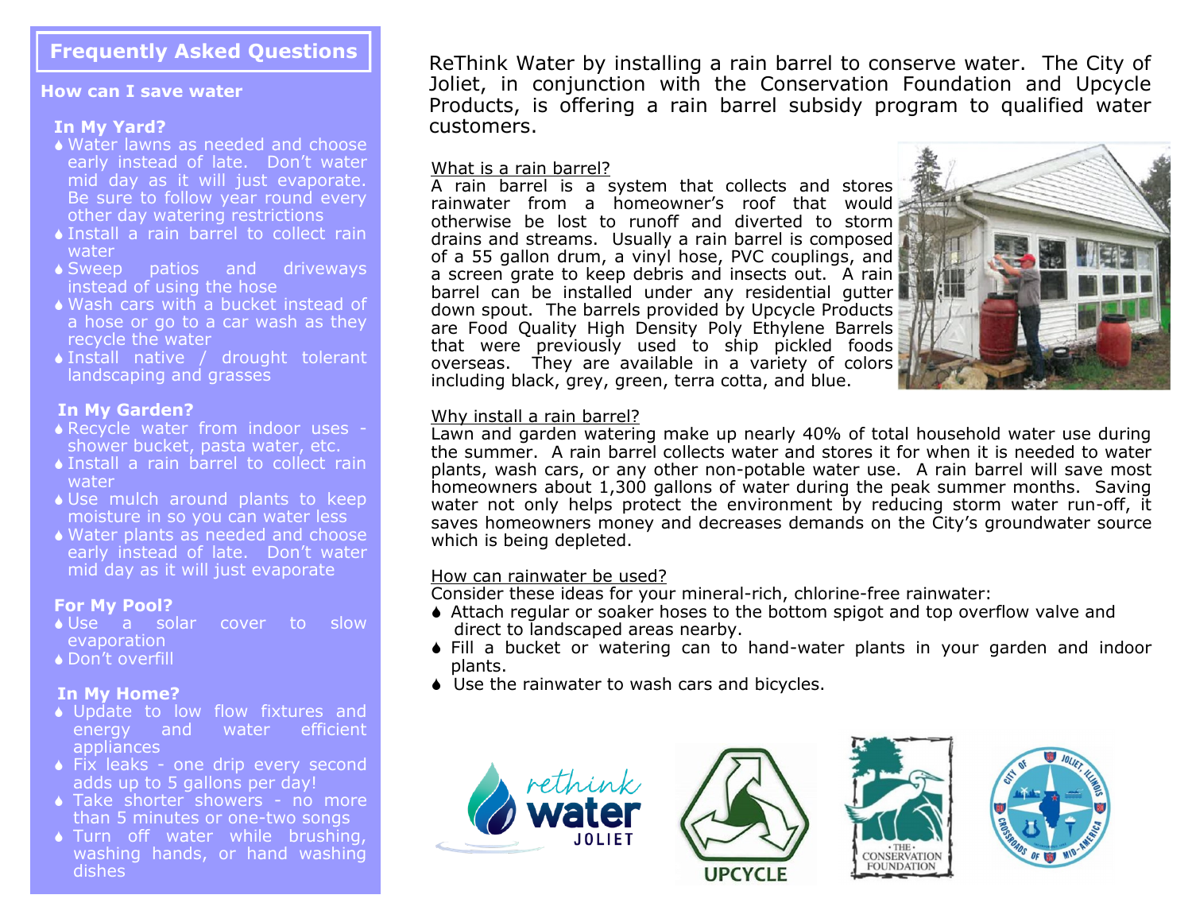## Frequently Asked Questions

### How can I save water

#### In My Yard?

- Water lawns as needed and choose early instead of late. Don't water mid day as it will just evaporate. Be sure to follow year round every other day watering restrictions
- Install a rain barrel to collect rain water
- Sweep patios and driveways instead of using the hose
- Wash cars with a bucket instead of a hose or go to a car wash as they recycle the water
- Install native / drought tolerant landscaping and grasses

#### In My Garden?

- Recycle water from indoor uses - shower bucket, pasta water, etc.
- Install a rain barrel to collect rain water
- Use mulch around plants to keep moisture in so you can water less
- Water plants as needed and choose early instead of late. Don't water mid day as it will just evaporate

#### For My Pool?

- Use a solar cover to slow evaporation
- Don't overfill

#### In My Home?

- Update to low flow fixtures and energy and water efficient appliances
- Fix leaks - one drip every second adds up to 5 gallons per day!
- Take shorter showers - no more than 5 minutes or one-two songs
- Turn off water while brushing, washing hands, or hand washing dishes

ReThink Water by installing a rain barrel to conserve water. The City of Joliet, in conjunction with the Conservation Foundation and Upcycle Products, is offering a rain barrel subsidy program to qualified water customers.

#### What is a rain barrel?

A rain barrel is a system that collects and stores rainwater from a homeowner's roof that would otherwise be lost to runoff and diverted to storm drains and streams. Usually a rain barrel is composed of a 55 gallon drum, a vinyl hose, PVC couplings, and a screen grate to keep debris and insects out. A rain barrel can be installed under any residential gutter down spout. The barrels provided by Upcycle Products are Food Quality High Density Poly Ethylene Barrels that were previously used to ship pickled foods overseas. They are available in a variety of colors including black, grey, green, terra cotta, and blue.

#### Why install a rain barrel?

Lawn and garden watering make up nearly 40% of total household water use during the summer. A rain barrel collects water and stores it for when it is needed to water plants, wash cars, or any other non-potable water use. A rain barrel will save most homeowners about 1,300 gallons of water during the peak summer months. Saving water not only helps protect the environment by reducing storm water run-off, it saves homeowners money and decreases demands on the City's groundwater source which is being depleted.

#### How can rainwater be used?

Consider these ideas for your mineral-rich, chlorine-free rainwater:

- Attach regular or soaker hoses to the bottom spigot and top overflow valve and direct to landscaped areas nearby.
- Fill a bucket or watering can to hand-water plants in your garden and indoor plants.
- Use the rainwater to wash cars and bicycles.

rethink water JOLIET

UPCYCLE

THE CONSERVATION FOUNDATION

CITY OF JOLIET, ILLINOIS — CROSSROADS OF MID-AMERICA